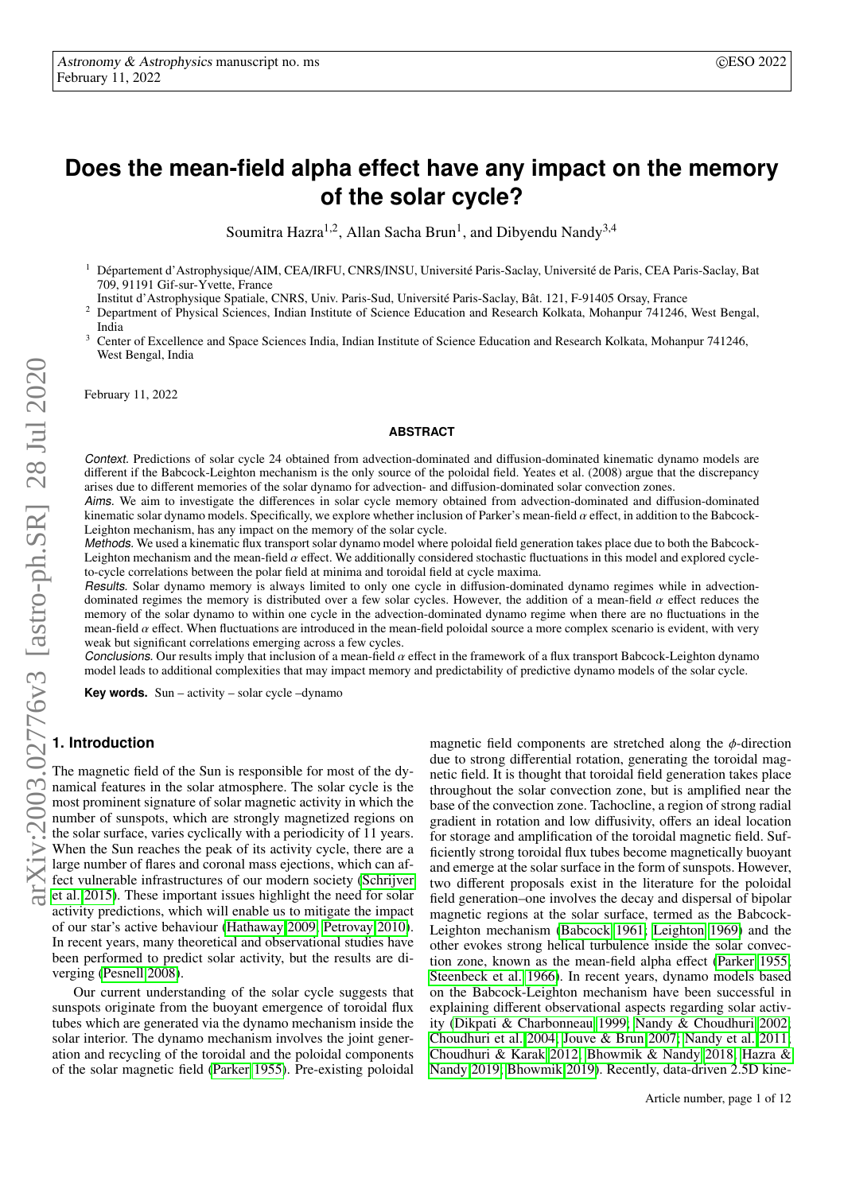# Does the mean-field alpha effect have any impact on the memory of the solar cycle?

Soumitra Hazra[1,2], Allan Sacha Brun[1], and Dibyendu Nandy[3,4]

[1] Département d'Astrophysique/AIM, CEA/IRFU, CNRS/INSU, Université Paris-Saclay, Université de Paris, CEA Paris-Saclay, Bat 709, 91191 Gif-sur-Yvette, France
Institut d'Astrophysique Spatiale, CNRS, Univ. Paris-Sud, Université Paris-Saclay, Bât. 121, F-91405 Orsay, France

[2] Department of Physical Sciences, Indian Institute of Science Education and Research Kolkata, Mohanpur 741246, West Bengal, India

[3] Center of Excellence and Space Sciences India, Indian Institute of Science Education and Research Kolkata, Mohanpur 741246, West Bengal, India

February 11, 2022

## ABSTRACT

*Context.* Predictions of solar cycle 24 obtained from advection-dominated and diffusion-dominated kinematic dynamo models are different if the Babcock-Leighton mechanism is the only source of the poloidal field. Yeates et al. (2008) argue that the discrepancy arises due to different memories of the solar dynamo for advection- and diffusion-dominated solar convection zones.

*Aims.* We aim to investigate the differences in solar cycle memory obtained from advection-dominated and diffusion-dominated kinematic solar dynamo models. Specifically, we explore whether inclusion of Parker's mean-field $\alpha$ effect, in addition to the Babcock-Leighton mechanism, has any impact on the memory of the solar cycle.

*Methods.* We used a kinematic flux transport solar dynamo model where poloidal field generation takes place due to both the Babcock-Leighton mechanism and the mean-field $\alpha$ effect. We additionally considered stochastic fluctuations in this model and explored cycle-to-cycle correlations between the polar field at minima and toroidal field at cycle maxima.

*Results.* Solar dynamo memory is always limited to only one cycle in diffusion-dominated dynamo regimes while in advection-dominated regimes the memory is distributed over a few solar cycles. However, the addition of a mean-field $\alpha$ effect reduces the memory of the solar dynamo to within one cycle in the advection-dominated dynamo regime when there are no fluctuations in the mean-field $\alpha$ effect. When fluctuations are introduced in the mean-field poloidal source a more complex scenario is evident, with very weak but significant correlations emerging across a few cycles.

*Conclusions.* Our results imply that inclusion of a mean-field $\alpha$ effect in the framework of a flux transport Babcock-Leighton dynamo model leads to additional complexities that may impact memory and predictability of predictive dynamo models of the solar cycle.

**Key words.** Sun – activity – solar cycle –dynamo

## 1. Introduction

The magnetic field of the Sun is responsible for most of the dynamical features in the solar atmosphere. The solar cycle is the most prominent signature of solar magnetic activity in which the number of sunspots, which are strongly magnetized regions on the solar surface, varies cyclically with a periodicity of 11 years. When the Sun reaches the peak of its activity cycle, there are a large number of flares and coronal mass ejections, which can affect vulnerable infrastructures of our modern society (Schrijver et al. 2015). These important issues highlight the need for solar activity predictions, which will enable us to mitigate the impact of our star's active behaviour (Hathaway 2009; Petrovay 2010). In recent years, many theoretical and observational studies have been performed to predict solar activity, but the results are diverging (Pesnell 2008).

Our current understanding of the solar cycle suggests that sunspots originate from the buoyant emergence of toroidal flux tubes which are generated via the dynamo mechanism inside the solar interior. The dynamo mechanism involves the joint generation and recycling of the toroidal and the poloidal components of the solar magnetic field (Parker 1955). Pre-existing poloidal magnetic field components are stretched along the $\phi$-direction due to strong differential rotation, generating the toroidal magnetic field. It is thought that toroidal field generation takes place throughout the solar convection zone, but is amplified near the base of the convection zone. Tachocline, a region of strong radial gradient in rotation and low diffusivity, offers an ideal location for storage and amplification of the toroidal magnetic field. Sufficiently strong toroidal flux tubes become magnetically buoyant and emerge at the solar surface in the form of sunspots. However, two different proposals exist in the literature for the poloidal field generation–one involves the decay and dispersal of bipolar magnetic regions at the solar surface, termed as the Babcock-Leighton mechanism (Babcock 1961; Leighton 1969) and the other evokes strong helical turbulence inside the solar convection zone, known as the mean-field alpha effect (Parker 1955; Steenbeck et al. 1966). In recent years, dynamo models based on the Babcock-Leighton mechanism have been successful in explaining different observational aspects regarding solar activity (Dikpati & Charbonneau 1999; Nandy & Choudhuri 2002; Choudhuri et al. 2004; Jouve & Brun 2007; Nandy et al. 2011; Choudhuri & Karak 2012; Bhowmik & Nandy 2018; Hazra & Nandy 2019; Bhowmik 2019). Recently, data-driven 2.5D kine-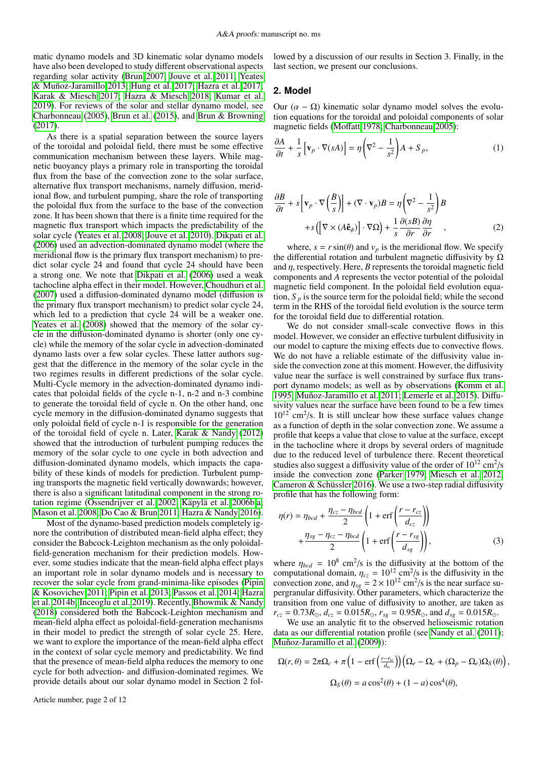matic dynamo models and 3D kinematic solar dynamo models have also been developed to study different observational aspects regarding solar activity (Brun 2007; Jouve et al. 2011; Yeates & Muñoz-Jaramillo 2013; Hung et al. 2017; Hazra et al. 2017; Karak & Miesch 2017; Hazra & Miesch 2018; Kumar et al. 2019). For reviews of the solar and stellar dynamo model, see Charbonneau (2005), Brun et al. (2015), and Brun & Browning (2017).

As there is a spatial separation between the source layers of the toroidal and poloidal field, there must be some effective communication mechanism between these layers. While magnetic buoyancy plays a primary role in transporting the toroidal flux from the base of the convection zone to the solar surface, alternative flux transport mechanisms, namely diffusion, meridional flow, and turbulent pumping, share the role of transporting the poloidal flux from the surface to the base of the convection zone. It has been shown that there is a finite time required for the magnetic flux transport which impacts the predictability of the solar cycle (Yeates et al. 2008; Jouve et al. 2010). Dikpati et al. (2006) used an advection-dominated dynamo model (where the meridional flow is the primary flux transport mechanism) to predict solar cycle 24 and found that cycle 24 should have been a strong one. We note that Dikpati et al. (2006) used a weak tachocline alpha effect in their model. However, Choudhuri et al. (2007) used a diffusion-dominated dynamo model (diffusion is the primary flux transport mechanism) to predict solar cycle 24, which led to a prediction that cycle 24 will be a weaker one. Yeates et al. (2008) showed that the memory of the solar cycle in the diffusion-dominated dynamo is shorter (only one cycle) while the memory of the solar cycle in advection-dominated dynamo lasts over a few solar cycles. These latter authors suggest that the difference in the memory of the solar cycle in the two regimes results in different predictions of the solar cycle. Multi-Cycle memory in the advection-dominated dynamo indicates that poloidal fields of the cycle n-1, n-2 and n-3 combine to generate the toroidal field of cycle n. On the other hand, one cycle memory in the diffusion-dominated dynamo suggests that only poloidal field of cycle n-1 is responsible for the generation of the toroidal field of cycle n. Later, Karak & Nandy (2012) showed that the introduction of turbulent pumping reduces the memory of the solar cycle to one cycle in both advection and diffusion-dominated dynamo models, which impacts the capability of these kinds of models for prediction. Turbulent pumping transports the magnetic field vertically downwards; however, there is also a significant latitudinal component in the strong rotation regime (Ossendrijver et al. 2002; Käpylä et al. 2006b,a; Mason et al. 2008; Do Cao & Brun 2011; Hazra & Nandy 2016).

Most of the dynamo-based prediction models completely ignore the contribution of distributed mean-field alpha effect; they consider the Babcock-Leighton mechanism as the only poloidal-field-generation mechanism for their prediction models. However, some studies indicate that the mean-field alpha effect plays an important role in solar dynamo models and is necessary to recover the solar cycle from grand-minima-like episodes (Pipin & Kosovichev 2011; Pipin et al. 2013; Passos et al. 2014; Hazra et al. 2014b; Inceoglu et al. 2019). Recently, Bhowmik & Nandy (2018) considered both the Babcock-Leighton mechanism and mean-field alpha effect as poloidal-field-generation mechanisms in their model to predict the strength of solar cycle 25. Here, we want to explore the importance of the mean-field alpha effect in the context of solar cycle memory and predictability. We find that the presence of mean-field alpha reduces the memory to one cycle for both advection- and diffusion-dominated regimes. We provide details about our solar dynamo model in Section 2 followed by a discussion of our results in Section 3. Finally, in the last section, we present our conclusions.

## 2. Model

Our ($\alpha - \Omega$) kinematic solar dynamo model solves the evolution equations for the toroidal and poloidal components of solar magnetic fields (Moffatt 1978; Charbonneau 2005):

$$\frac{\partial A}{\partial t} + \frac{1}{s}\left[\mathbf{v}_p \cdot \nabla(sA)\right] = \eta\left(\nabla^2 - \frac{1}{s^2}\right)A + S_p, \tag{1}$$

$$\frac{\partial B}{\partial t} + s\left[\mathbf{v}_p \cdot \nabla\left(\frac{B}{s}\right)\right] + (\nabla \cdot \mathbf{v}_p)B = \eta\left(\nabla^2 - \frac{1}{s^2}\right)B + s\left(\left[\nabla \times (A\hat{\mathbf{e}}_\phi)\right] \cdot \nabla\Omega\right) + \frac{1}{s}\frac{\partial(sB)}{\partial r}\frac{\partial \eta}{\partial r} \quad , \tag{2}$$

where, $s = r\sin(\theta)$ and $v_p$ is the meridional flow. We specify the differential rotation and turbulent magnetic diffusivity by $\Omega$ and $\eta$, respectively. Here, $B$ represents the toroidal magnetic field components and $A$ represents the vector potential of the poloidal magnetic field component. In the poloidal field evolution equation, $S_p$ is the source term for the poloidal field; while the second term in the RHS of the toroidal field evolution is the source term for the toroidal field due to differential rotation.

We do not consider small-scale convective flows in this model. However, we consider an effective turbulent diffusivity in our model to capture the mixing effects due to convective flows. We do not have a reliable estimate of the diffusivity value inside the convection zone at this moment. However, the diffusivity value near the surface is well constrained by surface flux transport models; as well as by observations (Komm et al. 1995; Muñoz-Jaramillo et al. 2011; Lemerle et al. 2015). Diffusivity values near the surface have been found to be a few times $10^{12}$ cm$^2$/s. It is still unclear how these surface values change as a function of depth in the solar convection zone. We assume a profile that keeps a value that close to value at the surface, except in the tachocline where it drops by several orders of magnitude due to the reduced level of turbulence there. Recent theoretical studies also suggest a diffusivity value of the order of $10^{12}$ cm$^2$/s inside the convection zone (Parker 1979; Miesch et al. 2012; Cameron & Schüssler 2016). We use a two-step radial diffusivity profile that has the following form:

$$\eta(r) = \eta_{bcd} + \frac{\eta_{cz} - \eta_{bcd}}{2}\left(1 + \mathrm{erf}\left(\frac{r - r_{cz}}{d_{cz}}\right)\right) + \frac{\eta_{sg} - \eta_{cz} - \eta_{bcd}}{2}\left(1 + \mathrm{erf}\left(\frac{r - r_{sg}}{d_{sg}}\right)\right), \tag{3}$$

where $\eta_{bcd} = 10^8$ cm$^2$/s is the diffusivity at the bottom of the computational domain, $\eta_{cz} = 10^{12}$ cm$^2$/s is the diffusivity in the convection zone, and $\eta_{sg} = 2 \times 10^{12}$ cm$^2$/s is the near surface supergranular diffusivity. Other parameters, which characterize the transition from one value of diffusivity to another, are taken as $r_{cz} = 0.73 R_\odot$, $d_{cz} = 0.015 R_\odot$, $r_{sg} = 0.95 R_\odot$, and $d_{sg} = 0.015 R_\odot$.

We use an analytic fit to the observed helioseismic rotation data as our differential rotation profile (see Nandy et al. (2011); Muñoz-Jaramillo et al. (2009)):

$$\Omega(r,\theta) = 2\pi\Omega_c + \pi\left(1 - \mathrm{erf}\left(\frac{r - r_{tc}}{d_{tc}}\right)\right)\left(\Omega_e - \Omega_c + (\Omega_p - \Omega_e)\Omega_S(\theta)\right),$$

$$\Omega_S(\theta) = a\cos^2(\theta) + (1 - a)\cos^4(\theta),$$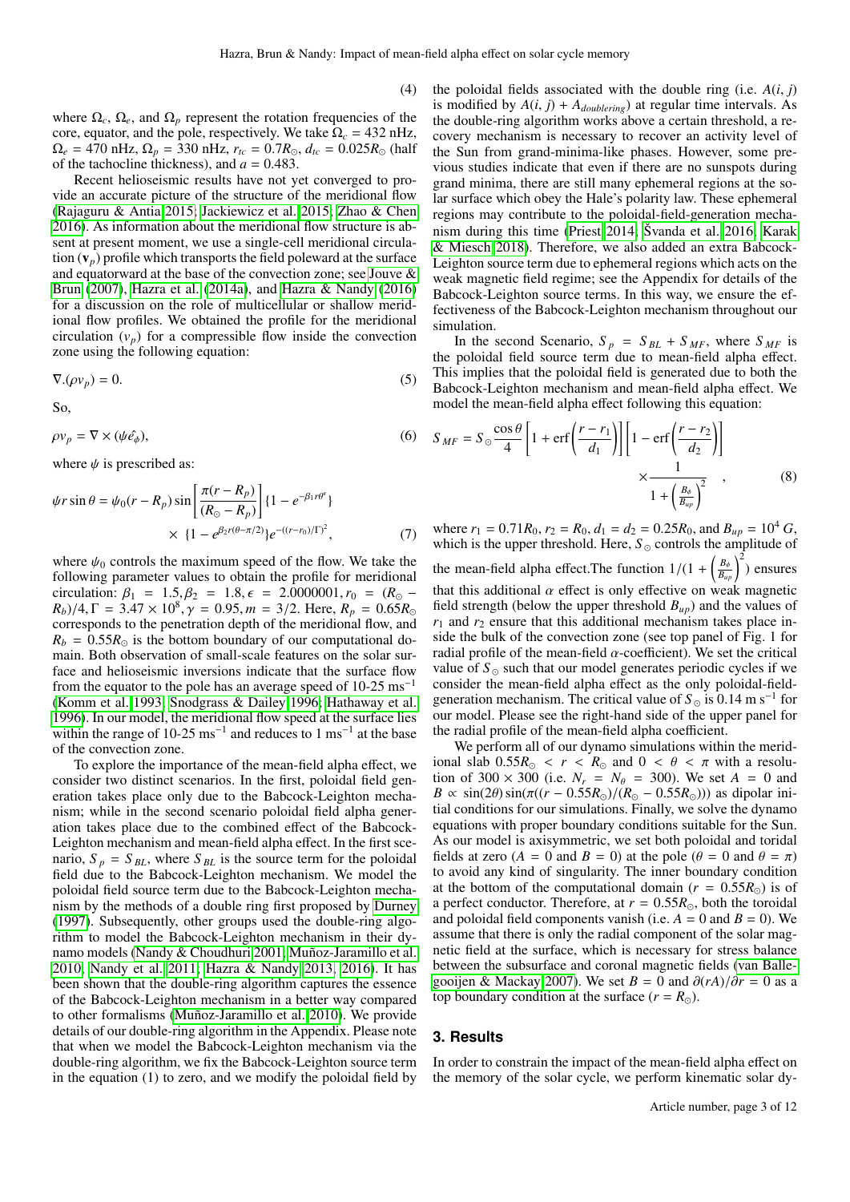(4)

where $\Omega_c$, $\Omega_e$, and $\Omega_p$ represent the rotation frequencies of the core, equator, and the pole, respectively. We take $\Omega_c = 432$ nHz, $\Omega_e = 470$ nHz, $\Omega_p = 330$ nHz, $r_{tc} = 0.7R_\odot$, $d_{tc} = 0.025R_\odot$ (half of the tachocline thickness), and $a = 0.483$.

Recent helioseismic results have not yet converged to provide an accurate picture of the structure of the meridional flow (Rajaguru & Antia 2015; Jackiewicz et al. 2015; Zhao & Chen 2016). As information about the meridional flow structure is absent at present moment, we use a single-cell meridional circulation ($\mathbf{v}_p$) profile which transports the field poleward at the surface and equatorward at the base of the convection zone; see Jouve & Brun (2007), Hazra et al. (2014a), and Hazra & Nandy (2016) for a discussion on the role of multicellular or shallow meridional flow profiles. We obtained the profile for the meridional circulation ($v_p$) for a compressible flow inside the convection zone using the following equation:

$$\nabla.(\rho v_p) = 0. \tag{5}$$

So,

$$\rho v_p = \nabla \times (\psi \hat{e_\phi}), \tag{6}$$

where $\psi$ is prescribed as:

$$\psi r \sin\theta = \psi_0 (r - R_p) \sin\left[\frac{\pi(r - R_p)}{(R_\odot - R_p)}\right]\{1 - e^{-\beta_1 r \theta^\epsilon}\} \times \{1 - e^{\beta_2 r(\theta - \pi/2)}\} e^{-((r-r_0)/\Gamma)^2}, \tag{7}$$

where $\psi_0$ controls the maximum speed of the flow. We take the following parameter values to obtain the profile for meridional circulation: $\beta_1 = 1.5, \beta_2 = 1.8, \epsilon = 2.0000001, r_0 = (R_\odot - R_b)/4, \Gamma = 3.47 \times 10^8, \gamma = 0.95, m = 3/2$. Here, $R_p = 0.65R_\odot$ corresponds to the penetration depth of the meridional flow, and $R_b = 0.55R_\odot$ is the bottom boundary of our computational domain. Both observation of small-scale features on the solar surface and helioseismic inversions indicate that the surface flow from the equator to the pole has an average speed of 10-25 $\mathrm{ms}^{-1}$ (Komm et al. 1993; Snodgrass & Dailey 1996; Hathaway et al. 1996). In our model, the meridional flow speed at the surface lies within the range of 10-25 $\mathrm{ms}^{-1}$ and reduces to 1 $\mathrm{ms}^{-1}$ at the base of the convection zone.

To explore the importance of the mean-field alpha effect, we consider two distinct scenarios. In the first, poloidal field generation takes place only due to the Babcock-Leighton mechanism; while in the second scenario poloidal field alpha generation takes place due to the combined effect of the Babcock-Leighton mechanism and mean-field alpha effect. In the first scenario, $S_p = S_{BL}$, where $S_{BL}$ is the source term for the poloidal field due to the Babcock-Leighton mechanism. We model the poloidal field source term due to the Babcock-Leighton mechanism by the methods of a double ring first proposed by Durney (1997). Subsequently, other groups used the double-ring algorithm to model the Babcock-Leighton mechanism in their dynamo models (Nandy & Choudhuri 2001; Muñoz-Jaramillo et al. 2010; Nandy et al. 2011; Hazra & Nandy 2013, 2016). It has been shown that the double-ring algorithm captures the essence of the Babcock-Leighton mechanism in a better way compared to other formalisms (Muñoz-Jaramillo et al. 2010). We provide details of our double-ring algorithm in the Appendix. Please note that when we model the Babcock-Leighton mechanism via the double-ring algorithm, we fix the Babcock-Leighton source term in the equation (1) to zero, and we modify the poloidal field by the poloidal fields associated with the double ring (i.e. $A(i, j)$ is modified by $A(i, j) + A_{doublering}$) at regular time intervals. As the double-ring algorithm works above a certain threshold, a recovery mechanism is necessary to recover an activity level of the Sun from grand-minima-like phases. However, some previous studies indicate that even if there are no sunspots during grand minima, there are still many ephemeral regions at the solar surface which obey the Hale's polarity law. These ephemeral regions may contribute to the poloidal-field-generation mechanism during this time (Priest 2014; Švanda et al. 2016; Karak & Miesch 2018). Therefore, we also added an extra Babcock-Leighton source term due to ephemeral regions which acts on the weak magnetic field regime; see the Appendix for details of the Babcock-Leighton source terms. In this way, we ensure the effectiveness of the Babcock-Leighton mechanism throughout our simulation.

In the second Scenario, $S_p = S_{BL} + S_{MF}$, where $S_{MF}$ is the poloidal field source term due to mean-field alpha effect. This implies that the poloidal field is generated due to both the Babcock-Leighton mechanism and mean-field alpha effect. We model the mean-field alpha effect following this equation:

$$S_{MF} = S_\odot \frac{\cos\theta}{4}\left[1 + \mathrm{erf}\left(\frac{r - r_1}{d_1}\right)\right]\left[1 - \mathrm{erf}\left(\frac{r - r_2}{d_2}\right)\right] \times \frac{1}{1 + \left(\frac{B_\phi}{B_{up}}\right)^2}, \tag{8}$$

where $r_1 = 0.71R_0$, $r_2 = R_0$, $d_1 = d_2 = 0.25R_0$, and $B_{up} = 10^4$ $G$, which is the upper threshold. Here, $S_\odot$ controls the amplitude of the mean-field alpha effect. The function $1/(1 + \left(\frac{B_\phi}{B_{up}}\right)^2)$ ensures that this additional $\alpha$ effect is only effective on weak magnetic field strength (below the upper threshold $B_{up}$) and the values of $r_1$ and $r_2$ ensure that this additional mechanism takes place inside the bulk of the convection zone (see top panel of Fig. 1 for radial profile of the mean-field $\alpha$-coefficient). We set the critical value of $S_\odot$ such that our model generates periodic cycles if we consider the mean-field alpha effect as the only poloidal-field-generation mechanism. The critical value of $S_\odot$ is 0.14 m s$^{-1}$ for our model. Please see the right-hand side of the upper panel for the radial profile of the mean-field alpha coefficient.

We perform all of our dynamo simulations within the meridional slab $0.55R_\odot < r < R_\odot$ and $0 < \theta < \pi$ with a resolution of $300 \times 300$ (i.e. $N_r = N_\theta = 300$). We set $A = 0$ and $B \propto \sin(2\theta)\sin(\pi((r - 0.55R_\odot)/(R_\odot - 0.55R_\odot)))$ as dipolar initial conditions for our simulations. Finally, we solve the dynamo equations with proper boundary conditions suitable for the Sun. As our model is axisymmetric, we set both poloidal and toridal fields at zero ($A = 0$ and $B = 0$) at the pole ($\theta = 0$ and $\theta = \pi$) to avoid any kind of singularity. The inner boundary condition at the bottom of the computational domain ($r = 0.55R_\odot$) is of a perfect conductor. Therefore, at $r = 0.55R_\odot$, both the toroidal and poloidal field components vanish (i.e. $A = 0$ and $B = 0$). We assume that there is only the radial component of the solar magnetic field at the surface, which is necessary for stress balance between the subsurface and coronal magnetic fields (van Ballegooijen & Mackay 2007). We set $B = 0$ and $\partial(rA)/\partial r = 0$ as a top boundary condition at the surface ($r = R_\odot$).

## 3. Results

In order to constrain the impact of the mean-field alpha effect on the memory of the solar cycle, we perform kinematic solar dy-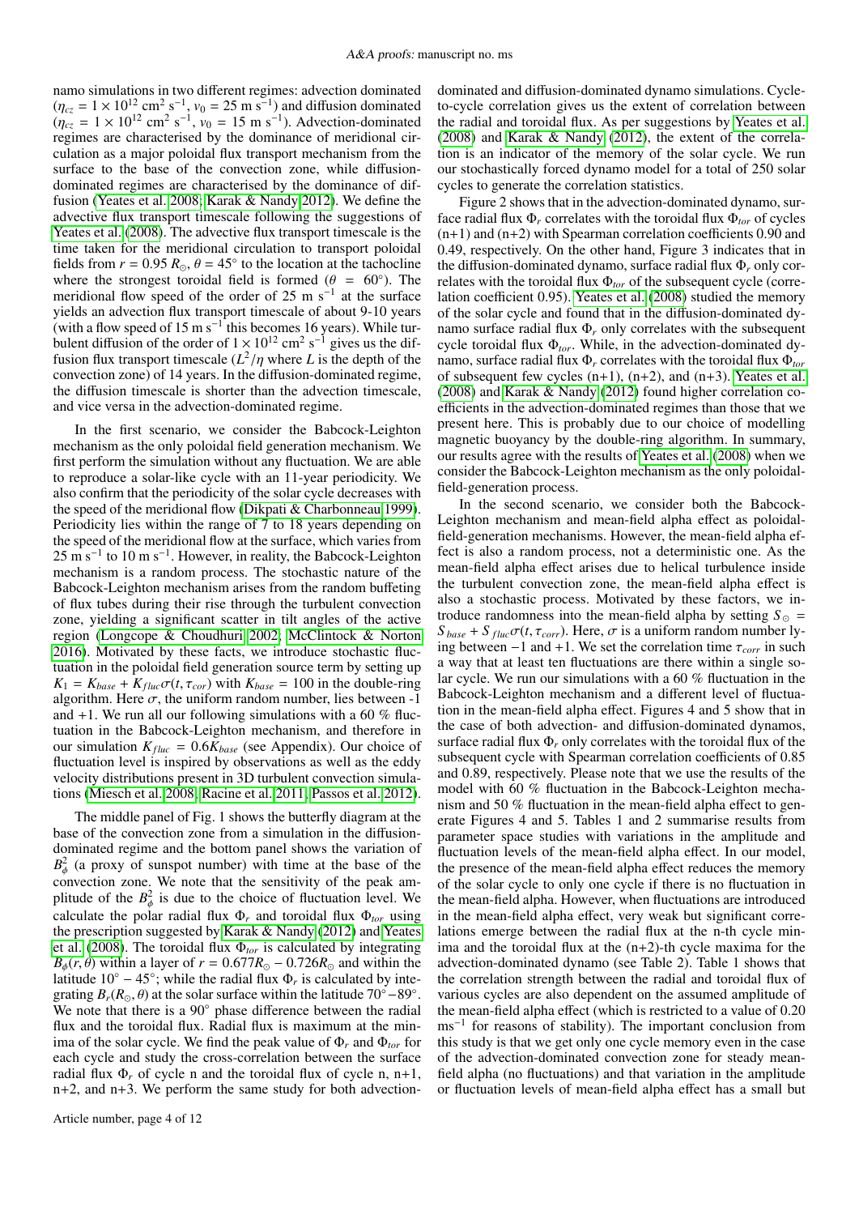namo simulations in two different regimes: advection dominated ($\eta_{cz} = 1 \times 10^{12}$ cm$^2$ s$^{-1}$, $v_0$ = 25 m s$^{-1}$) and diffusion dominated ($\eta_{cz} = 1 \times 10^{12}$ cm$^2$ s$^{-1}$, $v_0$ = 15 m s$^{-1}$). Advection-dominated regimes are characterised by the dominance of meridional circulation as a major poloidal flux transport mechanism from the surface to the base of the convection zone, while diffusion-dominated regimes are characterised by the dominance of diffusion (Yeates et al. 2008; Karak & Nandy 2012). We define the advective flux transport timescale following the suggestions of Yeates et al. (2008). The advective flux transport timescale is the time taken for the meridional circulation to transport poloidal fields from $r = 0.95\, R_\odot$, $\theta = 45°$ to the location at the tachocline where the strongest toroidal field is formed ($\theta$ = 60°). The meridional flow speed of the order of 25 m s$^{-1}$ at the surface yields an advection flux transport timescale of about 9-10 years (with a flow speed of 15 m s$^{-1}$ this becomes 16 years). While turbulent diffusion of the order of $1 \times 10^{12}$ cm$^2$ s$^{-1}$ gives us the diffusion flux transport timescale ($L^2/\eta$ where $L$ is the depth of the convection zone) of 14 years. In the diffusion-dominated regime, the diffusion timescale is shorter than the advection timescale, and vice versa in the advection-dominated regime.

In the first scenario, we consider the Babcock-Leighton mechanism as the only poloidal field generation mechanism. We first perform the simulation without any fluctuation. We are able to reproduce a solar-like cycle with an 11-year periodicity. We also confirm that the periodicity of the solar cycle decreases with the speed of the meridional flow (Dikpati & Charbonneau 1999). Periodicity lies within the range of 7 to 18 years depending on the speed of the meridional flow at the surface, which varies from 25 m s$^{-1}$ to 10 m s$^{-1}$. However, in reality, the Babcock-Leighton mechanism is a random process. The stochastic nature of the Babcock-Leighton mechanism arises from the random buffeting of flux tubes during their rise through the turbulent convection zone, yielding a significant scatter in tilt angles of the active region (Longcope & Choudhuri 2002; McClintock & Norton 2016). Motivated by these facts, we introduce stochastic fluctuation in the poloidal field generation source term by setting up $K_1 = K_{base} + K_{fluc}\sigma(t, \tau_{cor})$ with $K_{base} = 100$ in the double-ring algorithm. Here $\sigma$, the uniform random number, lies between -1 and +1. We run all our following simulations with a 60 % fluctuation in the Babcock-Leighton mechanism, and therefore in our simulation $K_{fluc} = 0.6K_{base}$ (see Appendix). Our choice of fluctuation level is inspired by observations as well as the eddy velocity distributions present in 3D turbulent convection simulations (Miesch et al. 2008; Racine et al. 2011; Passos et al. 2012).

The middle panel of Fig. 1 shows the butterfly diagram at the base of the convection zone from a simulation in the diffusion-dominated regime and the bottom panel shows the variation of $B_\phi^2$ (a proxy of sunspot number) with time at the base of the convection zone. We note that the sensitivity of the peak amplitude of the $B_\phi^2$ is due to the choice of fluctuation level. We calculate the polar radial flux $\Phi_r$ and toroidal flux $\Phi_{tor}$ using the prescription suggested by Karak & Nandy (2012) and Yeates et al. (2008). The toroidal flux $\Phi_{tor}$ is calculated by integrating $B_\phi(r, \theta)$ within a layer of $r = 0.677R_\odot - 0.726R_\odot$ and within the latitude $10° - 45°$; while the radial flux $\Phi_r$ is calculated by integrating $B_r(R_\odot, \theta)$ at the solar surface within the latitude $70°-89°$. We note that there is a 90° phase difference between the radial flux and the toroidal flux. Radial flux is maximum at the minima of the solar cycle. We find the peak value of $\Phi_r$ and $\Phi_{tor}$ for each cycle and study the cross-correlation between the surface radial flux $\Phi_r$ of cycle n and the toroidal flux of cycle n, n+1, n+2, and n+3. We perform the same study for both advection-dominated and diffusion-dominated dynamo simulations. Cycle-to-cycle correlation gives us the extent of correlation between the radial and toroidal flux. As per suggestions by Yeates et al. (2008) and Karak & Nandy (2012), the extent of the correlation is an indicator of the memory of the solar cycle. We run our stochastically forced dynamo model for a total of 250 solar cycles to generate the correlation statistics.

Figure 2 shows that in the advection-dominated dynamo, surface radial flux $\Phi_r$ correlates with the toroidal flux $\Phi_{tor}$ of cycles (n+1) and (n+2) with Spearman correlation coefficients 0.90 and 0.49, respectively. On the other hand, Figure 3 indicates that in the diffusion-dominated dynamo, surface radial flux $\Phi_r$ only correlates with the toroidal flux $\Phi_{tor}$ of the subsequent cycle (correlation coefficient 0.95). Yeates et al. (2008) studied the memory of the solar cycle and found that in the diffusion-dominated dynamo surface radial flux $\Phi_r$ only correlates with the subsequent cycle toroidal flux $\Phi_{tor}$. While, in the advection-dominated dynamo, surface radial flux $\Phi_r$ correlates with the toroidal flux $\Phi_{tor}$ of subsequent few cycles (n+1), (n+2), and (n+3). Yeates et al. (2008) and Karak & Nandy (2012) found higher correlation coefficients in the advection-dominated regimes than those that we present here. This is probably due to our choice of modelling magnetic buoyancy by the double-ring algorithm. In summary, our results agree with the results of Yeates et al. (2008) when we consider the Babcock-Leighton mechanism as the only poloidal-field-generation process.

In the second scenario, we consider both the Babcock-Leighton mechanism and mean-field alpha effect as poloidal-field-generation mechanisms. However, the mean-field alpha effect is also a random process, not a deterministic one. As the mean-field alpha effect arises due to helical turbulence inside the turbulent convection zone, the mean-field alpha effect is also a stochastic process. Motivated by these factors, we introduce randomness into the mean-field alpha by setting $S_\odot = S_{base} + S_{fluc}\sigma(t, \tau_{corr})$. Here, $\sigma$ is a uniform random number lying between $-1$ and $+1$. We set the correlation time $\tau_{corr}$ in such a way that at least ten fluctuations are there within a single solar cycle. We run our simulations with a 60 % fluctuation in the Babcock-Leighton mechanism and a different level of fluctuation in the mean-field alpha effect. Figures 4 and 5 show that in the case of both advection- and diffusion-dominated dynamos, surface radial flux $\Phi_r$ only correlates with the toroidal flux of the subsequent cycle with Spearman correlation coefficients of 0.85 and 0.89, respectively. Please note that we use the results of the model with 60 % fluctuation in the Babcock-Leighton mechanism and 50 % fluctuation in the mean-field alpha effect to generate Figures 4 and 5. Tables 1 and 2 summarise results from parameter space studies with variations in the amplitude and fluctuation levels of the mean-field alpha effect. In our model, the presence of the mean-field alpha effect reduces the memory of the solar cycle to only one cycle if there is no fluctuation in the mean-field alpha. However, when fluctuations are introduced in the mean-field alpha effect, very weak but significant correlations emerge between the radial flux at the n-th cycle minima and the toroidal flux at the (n+2)-th cycle maxima for the advection-dominated dynamo (see Table 2). Table 1 shows that the correlation strength between the radial and toroidal flux of various cycles are also dependent on the assumed amplitude of the mean-field alpha effect (which is restricted to a value of 0.20 ms$^{-1}$ for reasons of stability). The important conclusion from this study is that we get only one cycle memory even in the case of the advection-dominated convection zone for steady mean-field alpha (no fluctuations) and that variation in the amplitude or fluctuation levels of mean-field alpha effect has a small but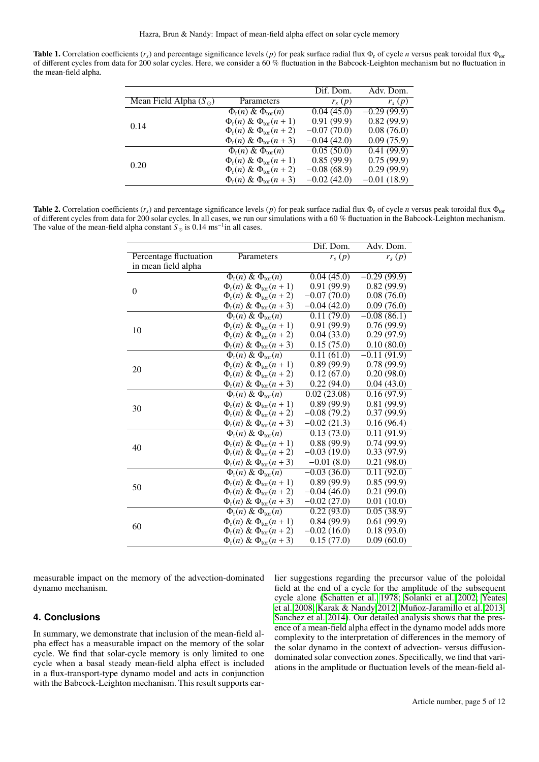**Table 1.** Correlation coefficients ($r_s$) and percentage significance levels ($p$) for peak surface radial flux $\Phi_r$ of cycle $n$ versus peak toroidal flux $\Phi_{tor}$ of different cycles from data for 200 solar cycles. Here, we consider a 60 % fluctuation in the Babcock-Leighton mechanism but no fluctuation in the mean-field alpha.

| | | Dif. Dom. | Adv. Dom. |
|---|---|---|---|
| Mean Field Alpha ($S_{\odot}$) | Parameters | $r_s$ ($p$) | $r_s$ ($p$) |
| 0.14 | $\Phi_r(n)$ & $\Phi_{tor}(n)$ | 0.04 (45.0) | −0.29 (99.9) |
| | $\Phi_r(n)$ & $\Phi_{tor}(n+1)$ | 0.91 (99.9) | 0.82 (99.9) |
| | $\Phi_r(n)$ & $\Phi_{tor}(n+2)$ | −0.07 (70.0) | 0.08 (76.0) |
| | $\Phi_r(n)$ & $\Phi_{tor}(n+3)$ | −0.04 (42.0) | 0.09 (75.9) |
| 0.20 | $\Phi_r(n)$ & $\Phi_{tor}(n)$ | 0.05 (50.0) | 0.41 (99.9) |
| | $\Phi_r(n)$ & $\Phi_{tor}(n+1)$ | 0.85 (99.9) | 0.75 (99.9) |
| | $\Phi_r(n)$ & $\Phi_{tor}(n+2)$ | −0.08 (68.9) | 0.29 (99.9) |
| | $\Phi_r(n)$ & $\Phi_{tor}(n+3)$ | −0.02 (42.0) | −0.01 (18.9) |

**Table 2.** Correlation coefficients ($r_s$) and percentage significance levels ($p$) for peak surface radial flux $\Phi_r$ of cycle $n$ versus peak toroidal flux $\Phi_{tor}$ of different cycles from data for 200 solar cycles. In all cases, we run our simulations with a 60 % fluctuation in the Babcock-Leighton mechanism. The value of the mean-field alpha constant $S_{\odot}$ is 0.14 ms$^{-1}$in all cases.

| | | Dif. Dom. | Adv. Dom. |
|---|---|---|---|
| Percentage fluctuation in mean field alpha | Parameters | $r_s$ ($p$) | $r_s$ ($p$) |
| 0 | $\Phi_r(n)$ & $\Phi_{tor}(n)$ | 0.04 (45.0) | −0.29 (99.9) |
| | $\Phi_r(n)$ & $\Phi_{tor}(n+1)$ | 0.91 (99.9) | 0.82 (99.9) |
| | $\Phi_r(n)$ & $\Phi_{tor}(n+2)$ | −0.07 (70.0) | 0.08 (76.0) |
| | $\Phi_r(n)$ & $\Phi_{tor}(n+3)$ | −0.04 (42.0) | 0.09 (76.0) |
| 10 | $\Phi_r(n)$ & $\Phi_{tor}(n)$ | 0.11 (79.0) | −0.08 (86.1) |
| | $\Phi_r(n)$ & $\Phi_{tor}(n+1)$ | 0.91 (99.9) | 0.76 (99.9) |
| | $\Phi_r(n)$ & $\Phi_{tor}(n+2)$ | 0.04 (33.0) | 0.29 (97.9) |
| | $\Phi_r(n)$ & $\Phi_{tor}(n+3)$ | 0.15 (75.0) | 0.10 (80.0) |
| 20 | $\Phi_r(n)$ & $\Phi_{tor}(n)$ | 0.11 (61.0) | −0.11 (91.9) |
| | $\Phi_r(n)$ & $\Phi_{tor}(n+1)$ | 0.89 (99.9) | 0.78 (99.9) |
| | $\Phi_r(n)$ & $\Phi_{tor}(n+2)$ | 0.12 (67.0) | 0.20 (98.0) |
| | $\Phi_r(n)$ & $\Phi_{tor}(n+3)$ | 0.22 (94.0) | 0.04 (43.0) |
| 30 | $\Phi_r(n)$ & $\Phi_{tor}(n)$ | 0.02 (23.08) | 0.16 (97.9) |
| | $\Phi_r(n)$ & $\Phi_{tor}(n+1)$ | 0.89 (99.9) | 0.81 (99.9) |
| | $\Phi_r(n)$ & $\Phi_{tor}(n+2)$ | −0.08 (79.2) | 0.37 (99.9) |
| | $\Phi_r(n)$ & $\Phi_{tor}(n+3)$ | −0.02 (21.3) | 0.16 (96.4) |
| 40 | $\Phi_r(n)$ & $\Phi_{tor}(n)$ | 0.13 (73.0) | 0.11 (91.9) |
| | $\Phi_r(n)$ & $\Phi_{tor}(n+1)$ | 0.88 (99.9) | 0.74 (99.9) |
| | $\Phi_r(n)$ & $\Phi_{tor}(n+2)$ | −0.03 (19.0) | 0.33 (97.9) |
| | $\Phi_r(n)$ & $\Phi_{tor}(n+3)$ | −0.01 (8.0) | 0.21 (98.0) |
| 50 | $\Phi_r(n)$ & $\Phi_{tor}(n)$ | −0.03 (36.0) | 0.11 (92.0) |
| | $\Phi_r(n)$ & $\Phi_{tor}(n+1)$ | 0.89 (99.9) | 0.85 (99.9) |
| | $\Phi_r(n)$ & $\Phi_{tor}(n+2)$ | −0.04 (46.0) | 0.21 (99.0) |
| | $\Phi_r(n)$ & $\Phi_{tor}(n+3)$ | −0.02 (27.0) | 0.01 (10.0) |
| 60 | $\Phi_r(n)$ & $\Phi_{tor}(n)$ | 0.22 (93.0) | 0.05 (38.9) |
| | $\Phi_r(n)$ & $\Phi_{tor}(n+1)$ | 0.84 (99.9) | 0.61 (99.9) |
| | $\Phi_r(n)$ & $\Phi_{tor}(n+2)$ | −0.02 (16.0) | 0.18 (93.0) |
| | $\Phi_r(n)$ & $\Phi_{tor}(n+3)$ | 0.15 (77.0) | 0.09 (60.0) |

measurable impact on the memory of the advection-dominated dynamo mechanism.

## 4. Conclusions

In summary, we demonstrate that inclusion of the mean-field alpha effect has a measurable impact on the memory of the solar cycle. We find that solar-cycle memory is only limited to one cycle when a basal steady mean-field alpha effect is included in a flux-transport-type dynamo model and acts in conjunction with the Babcock-Leighton mechanism. This result supports earlier suggestions regarding the precursor value of the poloidal field at the end of a cycle for the amplitude of the subsequent cycle alone (Schatten et al. 1978; Solanki et al. 2002; Yeates et al. 2008; Karak & Nandy 2012; Muñoz-Jaramillo et al. 2013; Sanchez et al. 2014). Our detailed analysis shows that the presence of a mean-field alpha effect in the dynamo model adds more complexity to the interpretation of differences in the memory of the solar dynamo in the context of advection- versus diffusion-dominated solar convection zones. Specifically, we find that variations in the amplitude or fluctuation levels of the mean-field al-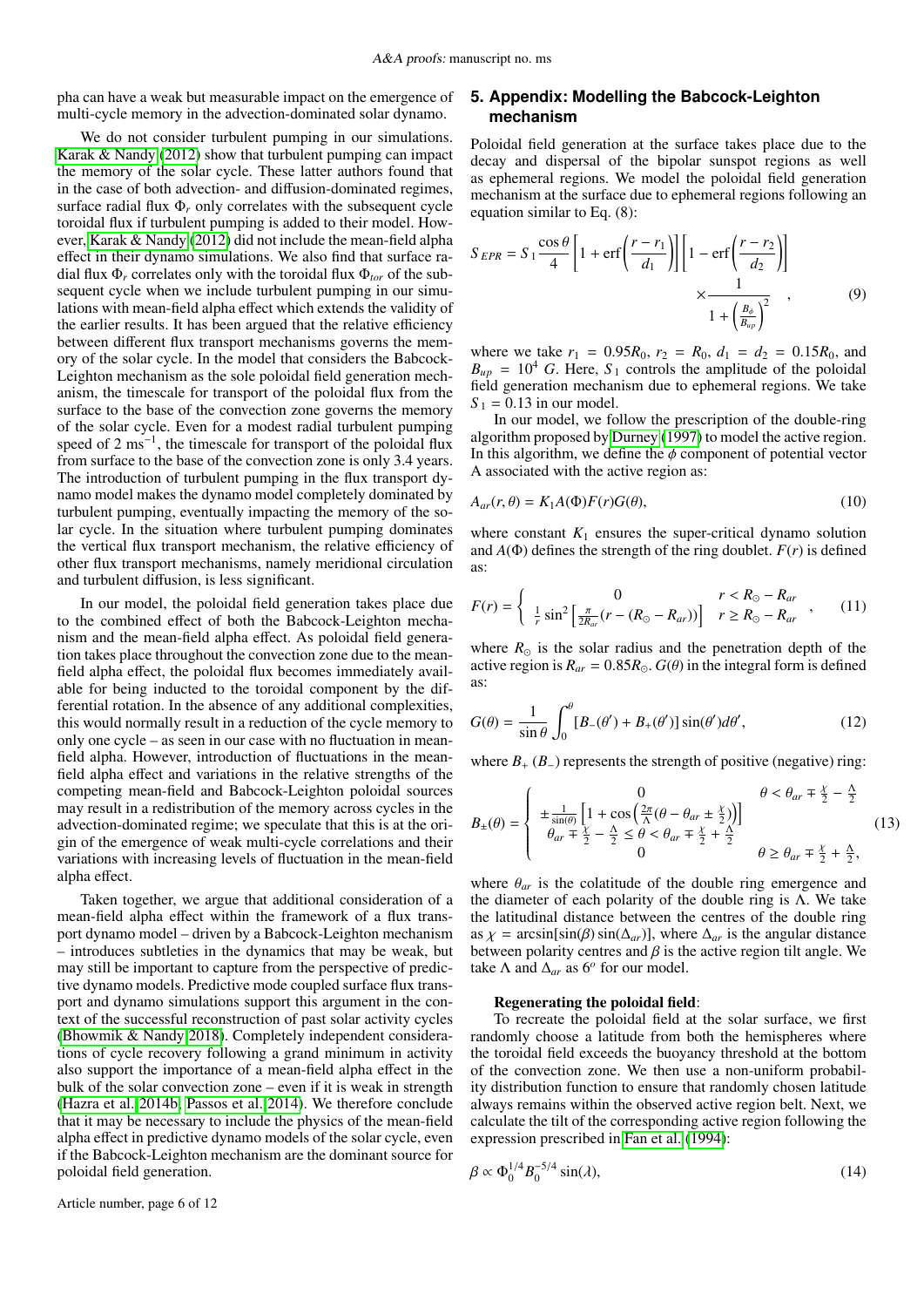pha can have a weak but measurable impact on the emergence of multi-cycle memory in the advection-dominated solar dynamo.

We do not consider turbulent pumping in our simulations. Karak & Nandy (2012) show that turbulent pumping can impact the memory of the solar cycle. These latter authors found that in the case of both advection- and diffusion-dominated regimes, surface radial flux $\Phi_r$ only correlates with the subsequent cycle toroidal flux if turbulent pumping is added to their model. However, Karak & Nandy (2012) did not include the mean-field alpha effect in their dynamo simulations. We also find that surface radial flux $\Phi_r$ correlates only with the toroidal flux $\Phi_{tor}$ of the subsequent cycle when we include turbulent pumping in our simulations with mean-field alpha effect which extends the validity of the earlier results. It has been argued that the relative efficiency between different flux transport mechanisms governs the memory of the solar cycle. In the model that considers the Babcock-Leighton mechanism as the sole poloidal field generation mechanism, the timescale for transport of the poloidal flux from the surface to the base of the convection zone governs the memory of the solar cycle. Even for a modest radial turbulent pumping speed of 2 $\mathrm{ms}^{-1}$, the timescale for transport of the poloidal flux from surface to the base of the convection zone is only 3.4 years. The introduction of turbulent pumping in the flux transport dynamo model makes the dynamo model completely dominated by turbulent pumping, eventually impacting the memory of the solar cycle. In the situation where turbulent pumping dominates the vertical flux transport mechanism, the relative efficiency of other flux transport mechanisms, namely meridional circulation and turbulent diffusion, is less significant.

In our model, the poloidal field generation takes place due to the combined effect of both the Babcock-Leighton mechanism and the mean-field alpha effect. As poloidal field generation takes place throughout the convection zone due to the mean-field alpha effect, the poloidal flux becomes immediately available for being inducted to the toroidal component by the differential rotation. In the absence of any additional complexities, this would normally result in a reduction of the cycle memory to only one cycle – as seen in our case with no fluctuation in mean-field alpha. However, introduction of fluctuations in the mean-field alpha effect and variations in the relative strengths of the competing mean-field and Babcock-Leighton poloidal sources may result in a redistribution of the memory across cycles in the advection-dominated regime; we speculate that this is at the origin of the emergence of weak multi-cycle correlations and their variations with increasing levels of fluctuation in the mean-field alpha effect.

Taken together, we argue that additional consideration of a mean-field alpha effect within the framework of a flux transport dynamo model – driven by a Babcock-Leighton mechanism – introduces subtleties in the dynamics that may be weak, but may still be important to capture from the perspective of predictive dynamo models. Predictive mode coupled surface flux transport and dynamo simulations support this argument in the context of the successful reconstruction of past solar activity cycles (Bhowmik & Nandy 2018). Completely independent considerations of cycle recovery following a grand minimum in activity also support the importance of a mean-field alpha effect in the bulk of the solar convection zone – even if it is weak in strength (Hazra et al. 2014b; Passos et al. 2014). We therefore conclude that it may be necessary to include the physics of the mean-field alpha effect in predictive dynamo models of the solar cycle, even if the Babcock-Leighton mechanism are the dominant source for poloidal field generation.

## 5. Appendix: Modelling the Babcock-Leighton mechanism

Poloidal field generation at the surface takes place due to the decay and dispersal of the bipolar sunspot regions as well as ephemeral regions. We model the poloidal field generation mechanism at the surface due to ephemeral regions following an equation similar to Eq. (8):

$$S_{EPR} = S_1 \frac{\cos\theta}{4}\left[1+\mathrm{erf}\left(\frac{r-r_1}{d_1}\right)\right]\left[1-\mathrm{erf}\left(\frac{r-r_2}{d_2}\right)\right] \times \frac{1}{1+\left(\frac{B_\phi}{B_{up}}\right)^2}, \tag{9}$$

where we take $r_1 = 0.95R_0$, $r_2 = R_0$, $d_1 = d_2 = 0.15R_0$, and $B_{up} = 10^4$ $G$. Here, $S_1$ controls the amplitude of the poloidal field generation mechanism due to ephemeral regions. We take $S_1 = 0.13$ in our model.

In our model, we follow the prescription of the double-ring algorithm proposed by Durney (1997) to model the active region. In this algorithm, we define the $\phi$ component of potential vector A associated with the active region as:

$$A_{ar}(r,\theta) = K_1 A(\Phi)F(r)G(\theta), \tag{10}$$

where constant $K_1$ ensures the super-critical dynamo solution and $A(\Phi)$ defines the strength of the ring doublet. $F(r)$ is defined as:

$$F(r) = \begin{cases} 0 & r < R_\odot - R_{ar} \\ \frac{1}{r}\sin^2\left[\frac{\pi}{2R_{ar}}(r-(R_\odot - R_{ar}))\right] & r \geq R_\odot - R_{ar} \end{cases}, \tag{11}$$

where $R_\odot$ is the solar radius and the penetration depth of the active region is $R_{ar} = 0.85R_\odot$. $G(\theta)$ in the integral form is defined as:

$$G(\theta) = \frac{1}{\sin\theta}\int_0^\theta [B_-(\theta') + B_+(\theta')]\sin(\theta')d\theta', \tag{12}$$

where $B_+$ ($B_-$) represents the strength of positive (negative) ring:

$$B_\pm(\theta) = \begin{cases} 0 & \theta < \theta_{ar} \mp \frac{\chi}{2} - \frac{\Lambda}{2} \\ \pm\frac{1}{\sin(\theta)}\left[1+\cos\left(\frac{2\pi}{\Lambda}(\theta - \theta_{ar} \pm \frac{\chi}{2})\right)\right] & \theta_{ar} \mp \frac{\chi}{2} - \frac{\Lambda}{2} \leq \theta < \theta_{ar} \mp \frac{\chi}{2} + \frac{\Lambda}{2} \\ 0 & \theta \geq \theta_{ar} \mp \frac{\chi}{2} + \frac{\Lambda}{2}, \end{cases} \tag{13}$$

where $\theta_{ar}$ is the colatitude of the double ring emergence and the diameter of each polarity of the double ring is $\Lambda$. We take the latitudinal distance between the centres of the double ring as $\chi = \arcsin[\sin(\beta)\sin(\Delta_{ar})]$, where $\Delta_{ar}$ is the angular distance between polarity centres and $\beta$ is the active region tilt angle. We take $\Lambda$ and $\Delta_{ar}$ as $6^o$ for our model.

**Regenerating the poloidal field**:

To recreate the poloidal field at the solar surface, we first randomly choose a latitude from both the hemispheres where the toroidal field exceeds the buoyancy threshold at the bottom of the convection zone. We then use a non-uniform probability distribution function to ensure that randomly chosen latitude always remains within the observed active region belt. Next, we calculate the tilt of the corresponding active region following the expression prescribed in Fan et al. (1994):

$$\beta \propto \Phi_0^{1/4} B_0^{-5/4}\sin(\lambda), \tag{14}$$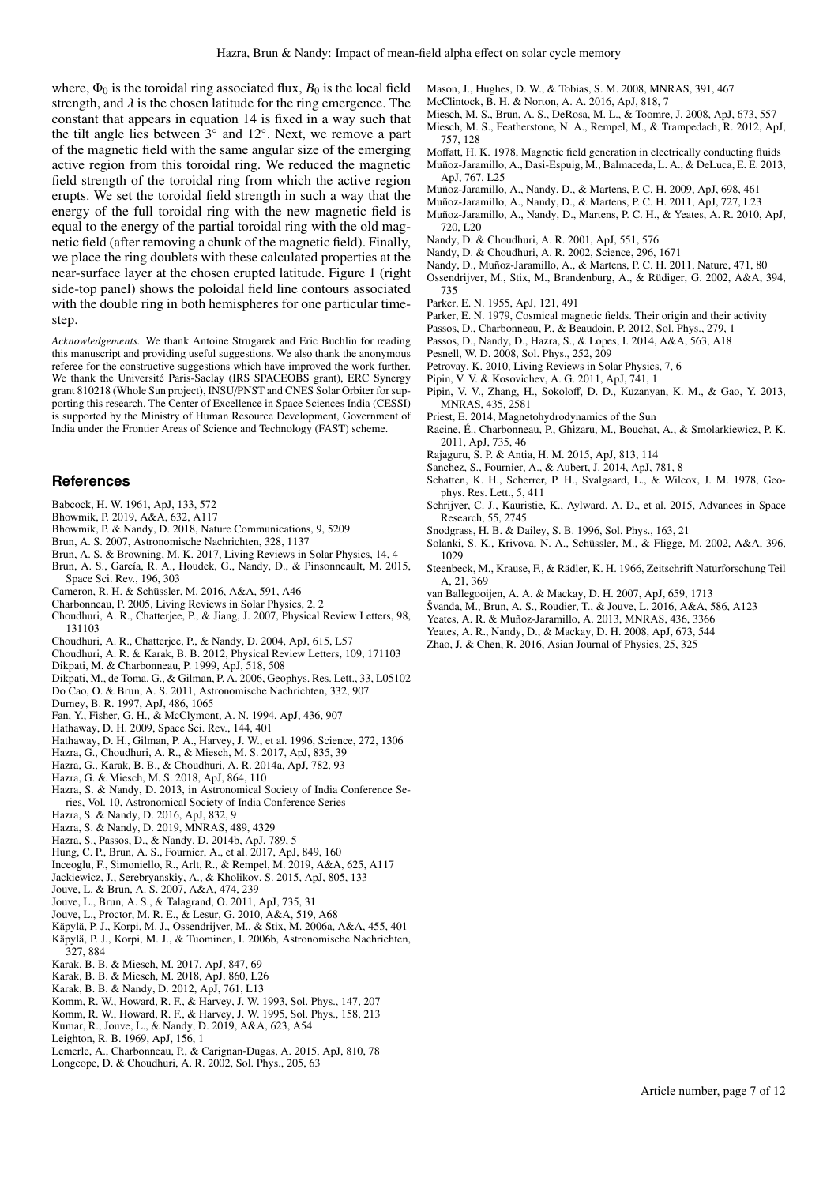where, $\Phi_0$ is the toroidal ring associated flux, $B_0$ is the local field strength, and $\lambda$ is the chosen latitude for the ring emergence. The constant that appears in equation 14 is fixed in a way such that the tilt angle lies between $3^\circ$ and $12^\circ$. Next, we remove a part of the magnetic field with the same angular size of the emerging active region from this toroidal ring. We reduced the magnetic field strength of the toroidal ring from which the active region erupts. We set the toroidal field strength in such a way that the energy of the full toroidal ring with the new magnetic field is equal to the energy of the partial toroidal ring with the old magnetic field (after removing a chunk of the magnetic field). Finally, we place the ring doublets with these calculated properties at the near-surface layer at the chosen erupted latitude. Figure 1 (right side-top panel) shows the poloidal field line contours associated with the double ring in both hemispheres for one particular time-step.

*Acknowledgements.* We thank Antoine Strugarek and Eric Buchlin for reading this manuscript and providing useful suggestions. We also thank the anonymous referee for the constructive suggestions which have improved the work further. We thank the Université Paris-Saclay (IRS SPACEOBS grant), ERC Synergy grant 810218 (Whole Sun project), INSU/PNST and CNES Solar Orbiter for supporting this research. The Center of Excellence in Space Sciences India (CESSI) is supported by the Ministry of Human Resource Development, Government of India under the Frontier Areas of Science and Technology (FAST) scheme.

## References

Babcock, H. W. 1961, ApJ, 133, 572
Bhowmik, P. 2019, A&A, 632, A117
Bhowmik, P. & Nandy, D. 2018, Nature Communications, 9, 5209
Brun, A. S. 2007, Astronomische Nachrichten, 328, 1137
Brun, A. S. & Browning, M. K. 2017, Living Reviews in Solar Physics, 14, 4
Brun, A. S., García, R. A., Houdek, G., Nandy, D., & Pinsonneault, M. 2015, Space Sci. Rev., 196, 303
Cameron, R. H. & Schüssler, M. 2016, A&A, 591, A46
Charbonneau, P. 2005, Living Reviews in Solar Physics, 2, 2
Choudhuri, A. R., Chatterjee, P., & Jiang, J. 2007, Physical Review Letters, 98, 131103
Choudhuri, A. R., Chatterjee, P., & Nandy, D. 2004, ApJ, 615, L57
Choudhuri, A. R. & Karak, B. B. 2012, Physical Review Letters, 109, 171103
Dikpati, M. & Charbonneau, P. 1999, ApJ, 518, 508
Dikpati, M., de Toma, G., & Gilman, P. A. 2006, Geophys. Res. Lett., 33, L05102
Do Cao, O. & Brun, A. S. 2011, Astronomische Nachrichten, 332, 907
Durney, B. R. 1997, ApJ, 486, 1065
Fan, Y., Fisher, G. H., & McClymont, A. N. 1994, ApJ, 436, 907
Hathaway, D. H. 2009, Space Sci. Rev., 144, 401
Hathaway, D. H., Gilman, P. A., Harvey, J. W., et al. 1996, Science, 272, 1306
Hazra, G., Choudhuri, A. R., & Miesch, M. S. 2017, ApJ, 835, 39
Hazra, G., Karak, B. B., & Choudhuri, A. R. 2014a, ApJ, 782, 93
Hazra, G. & Miesch, M. S. 2018, ApJ, 864, 110
Hazra, S. & Nandy, D. 2013, in Astronomical Society of India Conference Series, Vol. 10, Astronomical Society of India Conference Series
Hazra, S. & Nandy, D. 2016, ApJ, 832, 9
Hazra, S. & Nandy, D. 2019, MNRAS, 489, 4329
Hazra, S., Passos, D., & Nandy, D. 2014b, ApJ, 789, 5
Hung, C. P., Brun, A. S., Fournier, A., et al. 2017, ApJ, 849, 160
Inceoglu, F., Simoniello, R., Arlt, R., & Rempel, M. 2019, A&A, 625, A117
Jackiewicz, J., Serebryanskiy, A., & Kholikov, S. 2015, ApJ, 805, 133
Jouve, L. & Brun, A. S. 2007, A&A, 474, 239
Jouve, L., Brun, A. S., & Talagrand, O. 2011, ApJ, 735, 31
Jouve, L., Proctor, M. R. E., & Lesur, G. 2010, A&A, 519, A68
Käpylä, P. J., Korpi, M. J., Ossendrijver, M., & Stix, M. 2006a, A&A, 455, 401
Käpylä, P. J., Korpi, M. J., & Tuominen, I. 2006b, Astronomische Nachrichten, 327, 884
Karak, B. B. & Miesch, M. 2017, ApJ, 847, 69
Karak, B. B. & Miesch, M. 2018, ApJ, 860, L26
Karak, B. B. & Nandy, D. 2012, ApJ, 761, L13
Komm, R. W., Howard, R. F., & Harvey, J. W. 1993, Sol. Phys., 147, 207
Komm, R. W., Howard, R. F., & Harvey, J. W. 1995, Sol. Phys., 158, 213
Kumar, R., Jouve, L., & Nandy, D. 2019, A&A, 623, A54
Leighton, R. B. 1969, ApJ, 156, 1
Lemerle, A., Charbonneau, P., & Carignan-Dugas, A. 2015, ApJ, 810, 78
Longcope, D. & Choudhuri, A. R. 2002, Sol. Phys., 205, 63
Mason, J., Hughes, D. W., & Tobias, S. M. 2008, MNRAS, 391, 467
McClintock, B. H. & Norton, A. A. 2016, ApJ, 818, 7
Miesch, M. S., Brun, A. S., DeRosa, M. L., & Toomre, J. 2008, ApJ, 673, 557
Miesch, M. S., Featherstone, N. A., Rempel, M., & Trampedach, R. 2012, ApJ, 757, 128
Moffatt, H. K. 1978, Magnetic field generation in electrically conducting fluids
Muñoz-Jaramillo, A., Dasi-Espuig, M., Balmaceda, L. A., & DeLuca, E. E. 2013, ApJ, 767, L25
Muñoz-Jaramillo, A., Nandy, D., & Martens, P. C. H. 2009, ApJ, 698, 461
Muñoz-Jaramillo, A., Nandy, D., & Martens, P. C. H. 2011, ApJ, 727, L23
Muñoz-Jaramillo, A., Nandy, D., Martens, P. C. H., & Yeates, A. R. 2010, ApJ, 720, L20
Nandy, D. & Choudhuri, A. R. 2001, ApJ, 551, 576
Nandy, D. & Choudhuri, A. R. 2002, Science, 296, 1671
Nandy, D., Muñoz-Jaramillo, A., & Martens, P. C. H. 2011, Nature, 471, 80
Ossendrijver, M., Stix, M., Brandenburg, A., & Rüdiger, G. 2002, A&A, 394, 735
Parker, E. N. 1955, ApJ, 121, 491
Parker, E. N. 1979, Cosmical magnetic fields. Their origin and their activity
Passos, D., Charbonneau, P., & Beaudoin, P. 2012, Sol. Phys., 279, 1
Passos, D., Nandy, D., Hazra, S., & Lopes, I. 2014, A&A, 563, A18
Pesnell, W. D. 2008, Sol. Phys., 252, 209
Petrovay, K. 2010, Living Reviews in Solar Physics, 7, 6
Pipin, V. V. & Kosovichev, A. G. 2011, ApJ, 741, 1
Pipin, V. V., Zhang, H., Sokoloff, D. D., Kuzanyan, K. M., & Gao, Y. 2013, MNRAS, 435, 2581
Priest, E. 2014, Magnetohydrodynamics of the Sun
Racine, É., Charbonneau, P., Ghizaru, M., Bouchat, A., & Smolarkiewicz, P. K. 2011, ApJ, 735, 46
Rajaguru, S. P. & Antia, H. M. 2015, ApJ, 813, 114
Sanchez, S., Fournier, A., & Aubert, J. 2014, ApJ, 781, 8
Schatten, K. H., Scherrer, P. H., Svalgaard, L., & Wilcox, J. M. 1978, Geophys. Res. Lett., 5, 411
Schrijver, C. J., Kauristie, K., Aylward, A. D., et al. 2015, Advances in Space Research, 55, 2745
Snodgrass, H. B. & Dailey, S. B. 1996, Sol. Phys., 163, 21
Solanki, S. K., Krivova, N. A., Schüssler, M., & Fligge, M. 2002, A&A, 396, 1029
Steenbeck, M., Krause, F., & Rädler, K. H. 1966, Zeitschrift Naturforschung Teil A, 21, 369
van Ballegooijen, A. A. & Mackay, D. H. 2007, ApJ, 659, 1713
Švanda, M., Brun, A. S., Roudier, T., & Jouve, L. 2016, A&A, 586, A123
Yeates, A. R. & Muñoz-Jaramillo, A. 2013, MNRAS, 436, 3366
Yeates, A. R., Nandy, D., & Mackay, D. H. 2008, ApJ, 673, 544
Zhao, J. & Chen, R. 2016, Asian Journal of Physics, 25, 325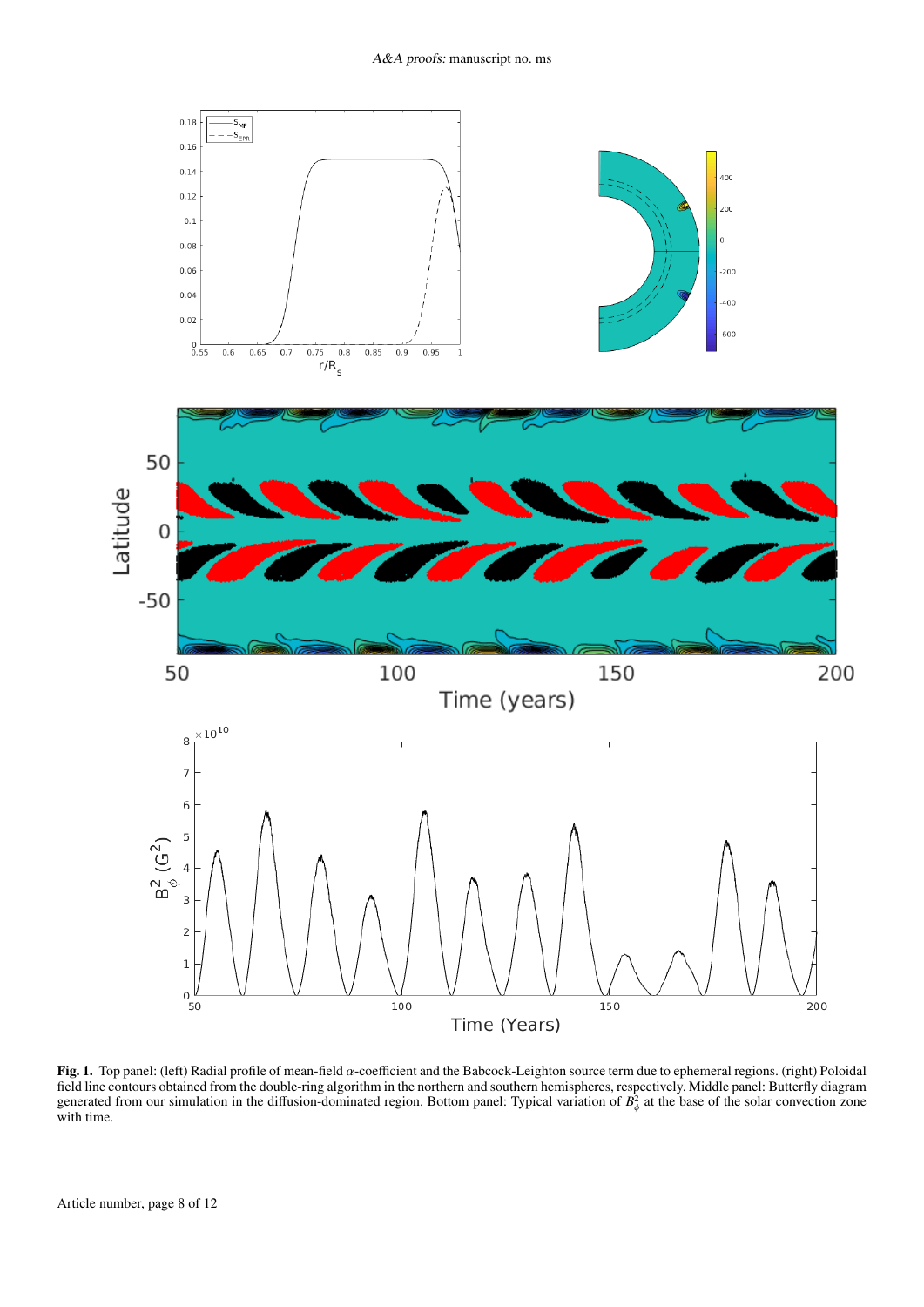**Fig. 1.** Top panel: (left) Radial profile of mean-field $\alpha$-coefficient and the Babcock-Leighton source term due to ephemeral regions. (right) Poloidal field line contours obtained from the double-ring algorithm in the northern and southern hemispheres, respectively. Middle panel: Butterfly diagram generated from our simulation in the diffusion-dominated region. Bottom panel: Typical variation of $B_\phi^2$ at the base of the solar convection zone with time.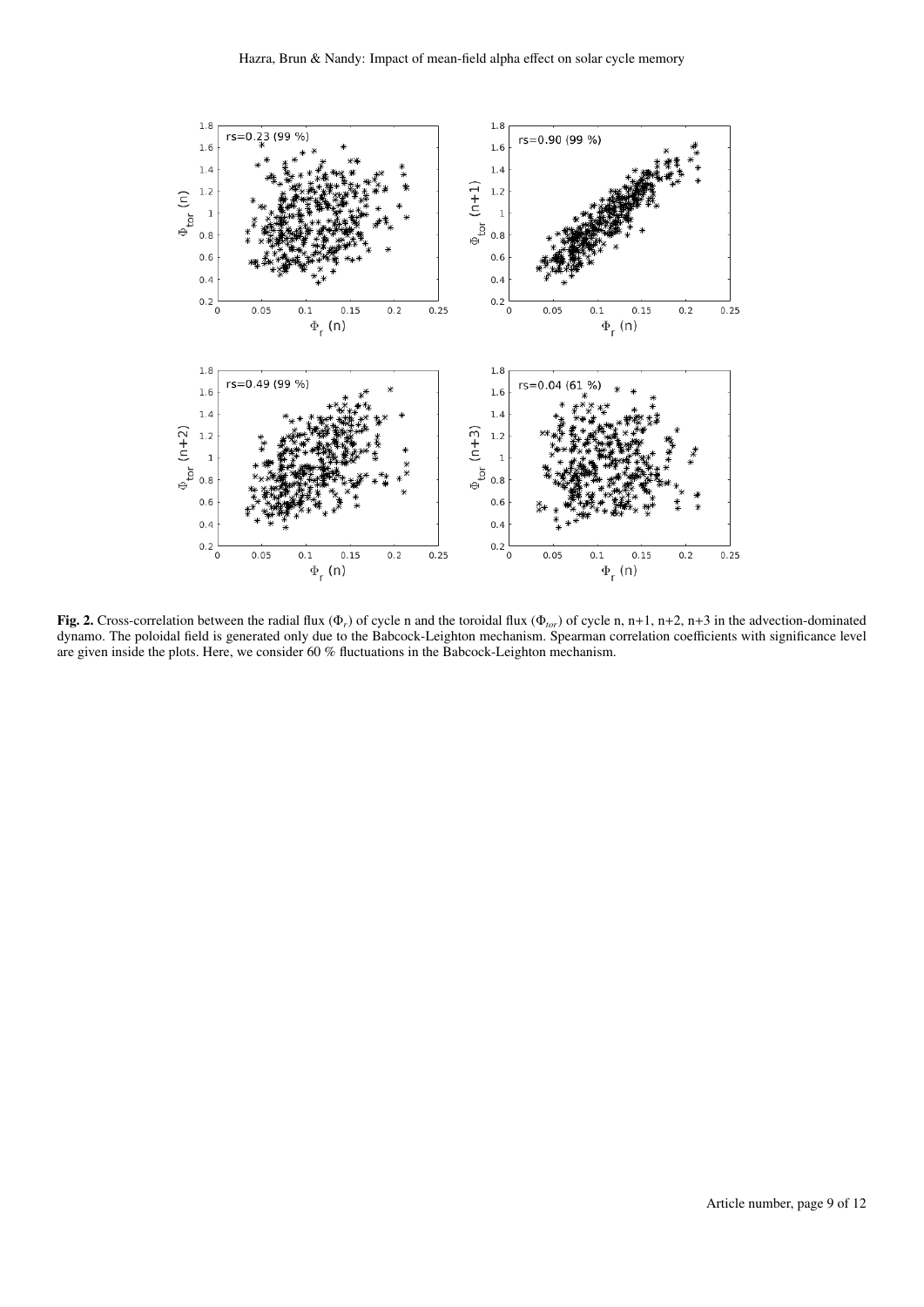**Fig. 2.** Cross-correlation between the radial flux ($\Phi_r$) of cycle n and the toroidal flux ($\Phi_{tor}$) of cycle n, n+1, n+2, n+3 in the advection-dominated dynamo. The poloidal field is generated only due to the Babcock-Leighton mechanism. Spearman correlation coefficients with significance level are given inside the plots. Here, we consider 60 % fluctuations in the Babcock-Leighton mechanism.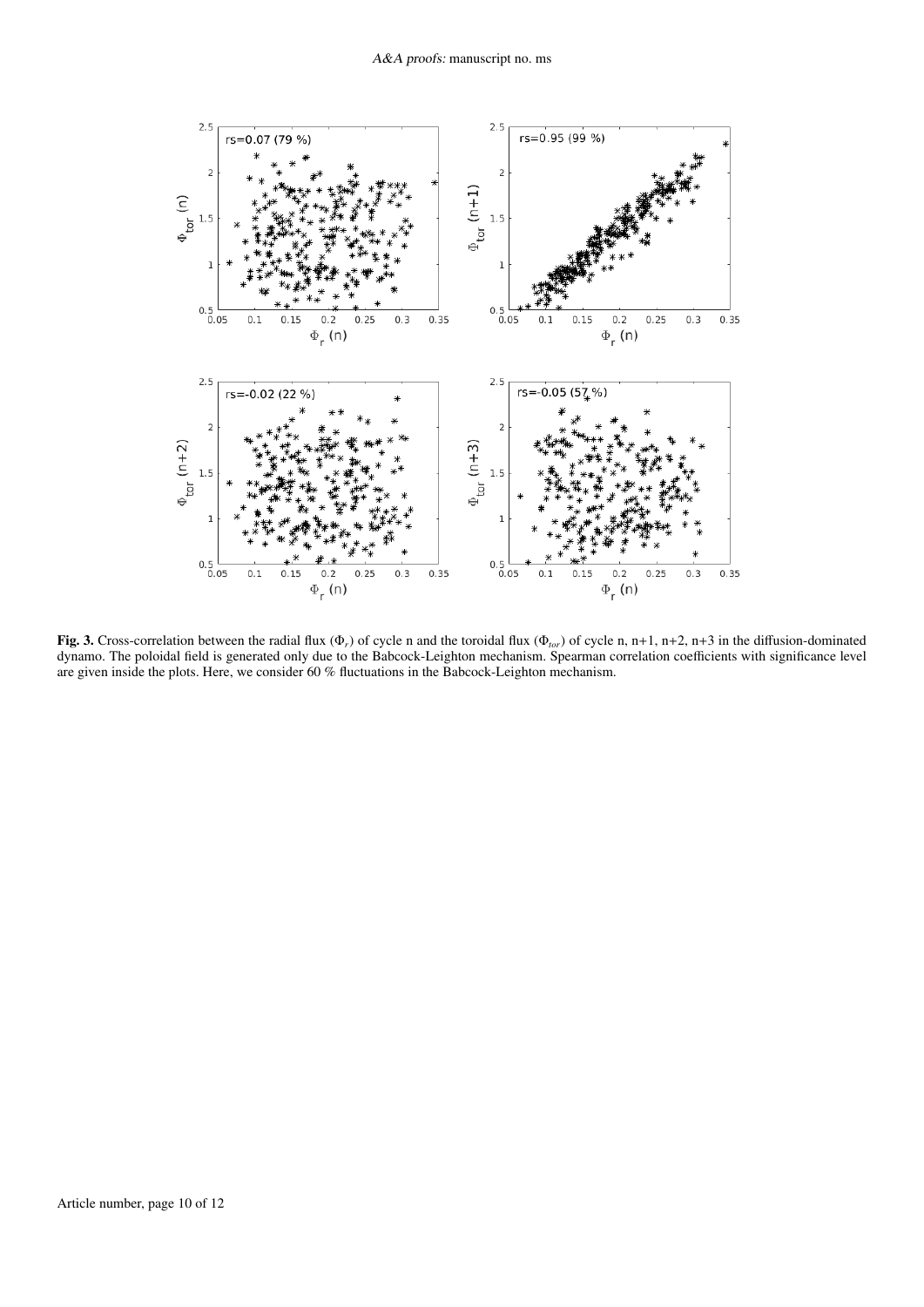**Fig. 3.** Cross-correlation between the radial flux ($\Phi_r$) of cycle n and the toroidal flux ($\Phi_{tor}$) of cycle n, n+1, n+2, n+3 in the diffusion-dominated dynamo. The poloidal field is generated only due to the Babcock-Leighton mechanism. Spearman correlation coefficients with significance level are given inside the plots. Here, we consider 60 % fluctuations in the Babcock-Leighton mechanism.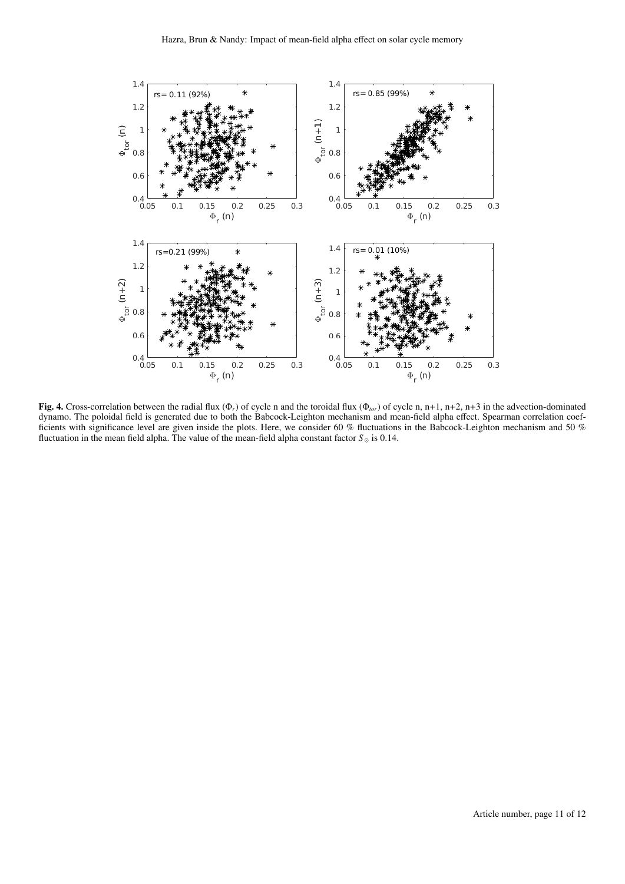**Fig. 4.** Cross-correlation between the radial flux ($\Phi_r$) of cycle n and the toroidal flux ($\Phi_{tor}$) of cycle n, n+1, n+2, n+3 in the advection-dominated dynamo. The poloidal field is generated due to both the Babcock-Leighton mechanism and mean-field alpha effect. Spearman correlation coefficients with significance level are given inside the plots. Here, we consider 60 % fluctuations in the Babcock-Leighton mechanism and 50 % fluctuation in the mean field alpha. The value of the mean-field alpha constant factor $S_{\odot}$ is 0.14.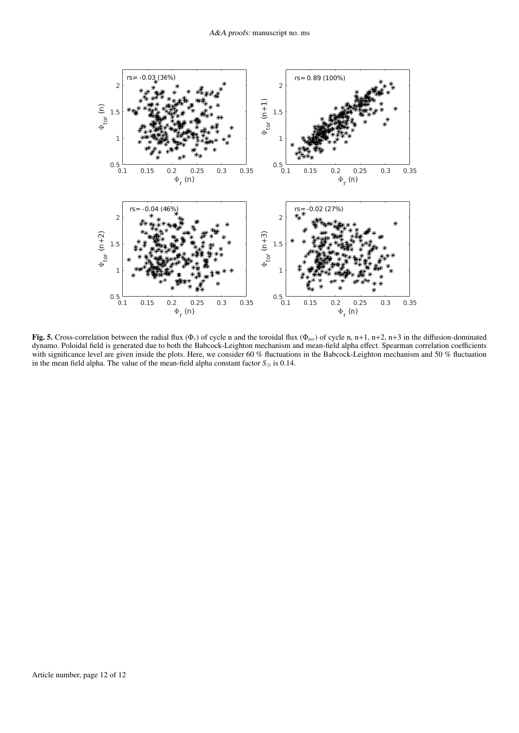rs= -0.03 (36%)

$\Phi_{tor}$ (n)

$\Phi_r$ (n)

rs= 0.89 (100%)

$\Phi_{tor}$ (n+1)

$\Phi_r$ (n)

rs= -0.04 (46%)

$\Phi_{tor}$ (n+2)

$\Phi_r$ (n)

rs= -0.02 (27%)

$\Phi_{tor}$ (n+3)

$\Phi_r$ (n)

**Fig. 5.** Cross-correlation between the radial flux ($\Phi_r$) of cycle n and the toroidal flux ($\Phi_{tor}$) of cycle n, n+1, n+2, n+3 in the diffusion-dominated dynamo. Poloidal field is generated due to both the Babcock-Leighton mechanism and mean-field alpha effect. Spearman correlation coefficients with significance level are given inside the plots. Here, we consider 60 % fluctuations in the Babcock-Leighton mechanism and 50 % fluctuation in the mean field alpha. The value of the mean-field alpha constant factor $S_{\odot}$ is 0.14.